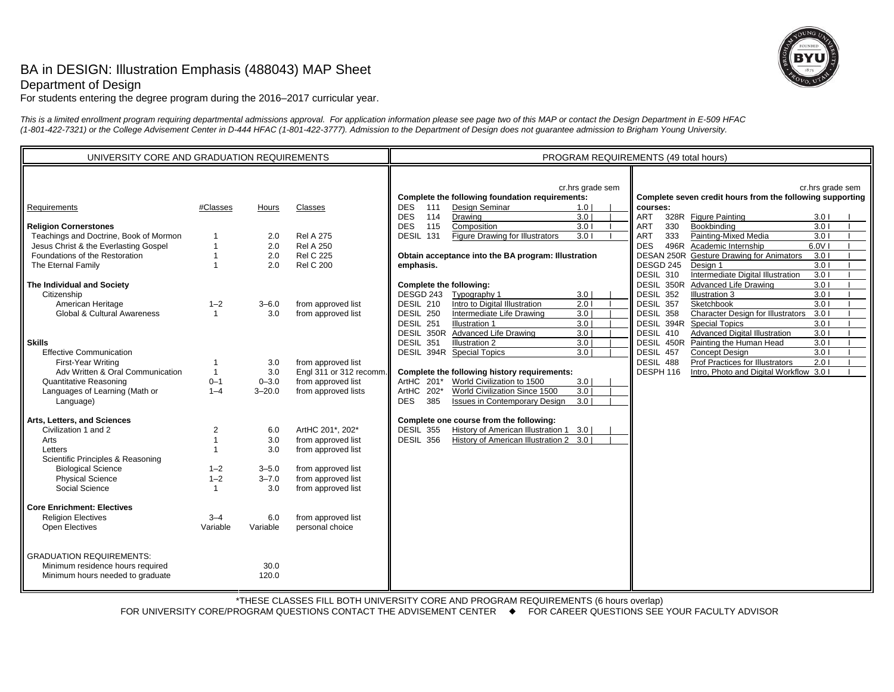# BA in DESIGN: Illustration Emphasis (488043) MAP Sheet

## Department of Design

For students entering the degree program during the 2016–2017 curricular year.

*This is a limited enrollment program requiring departmental admissions approval. For application information please see page two of this MAP or contact the Design Department in E-509 HFAC (1-801-422-7321) or the College Advisement Center in D-444 HFAC (1-801-422-3777). Admission to the Department of Design does not guarantee admission to Brigham Young University.*

## UNIVERSITY CORE AND GRADUATION REQUIREMENTS

| Requirements | #Classes | Hours | Classes |
|---|---|---|---|
| **Religion Cornerstones** | | | |
| Teachings and Doctrine, Book of Mormon | 1 | 2.0 | Rel A 275 |
| Jesus Christ & the Everlasting Gospel | 1 | 2.0 | Rel A 250 |
| Foundations of the Restoration | 1 | 2.0 | Rel C 225 |
| The Eternal Family | 1 | 2.0 | Rel C 200 |
| **The Individual and Society** | | | |
| Citizenship | | | |
| American Heritage | 1–2 | 3–6.0 | from approved list |
| Global & Cultural Awareness | 1 | 3.0 | from approved list |
| **Skills** | | | |
| Effective Communication | | | |
| First-Year Writing | 1 | 3.0 | from approved list |
| Adv Written & Oral Communication | 1 | 3.0 | Engl 311 or 312 recomm. |
| Quantitative Reasoning | 0–1 | 0–3.0 | from approved list |
| Languages of Learning (Math or Language) | 1–4 | 3–20.0 | from approved lists |
| **Arts, Letters, and Sciences** | | | |
| Civilization 1 and 2 | 2 | 6.0 | ArtHC 201*, 202* |
| Arts | 1 | 3.0 | from approved list |
| Letters | 1 | 3.0 | from approved list |
| Scientific Principles & Reasoning | | | |
| Biological Science | 1–2 | 3–5.0 | from approved list |
| Physical Science | 1–2 | 3–7.0 | from approved list |
| Social Science | 1 | 3.0 | from approved list |
| **Core Enrichment: Electives** | | | |
| Religion Electives | 3–4 | 6.0 | from approved list |
| Open Electives | Variable | Variable | personal choice |

GRADUATION REQUIREMENTS:

| | |
|---|---|
| Minimum residence hours required | 30.0 |
| Minimum hours needed to graduate | 120.0 |

## PROGRAM REQUIREMENTS (49 total hours)

**Complete the following foundation requirements:**

| Course | Title | cr.hrs | grade | sem |
|---|---|---|---|---|
| DES 111 | Design Seminar | 1.0 | | |
| DES 114 | Drawing | 3.0 | | |
| DES 115 | Composition | 3.0 | | |
| DESIL 131 | Figure Drawing for Illustrators | 3.0 | | |

**Obtain acceptance into the BA program: Illustration emphasis.**

**Complete the following:**

| Course | Title | cr.hrs | grade | sem |
|---|---|---|---|---|
| DESGD 243 | Typography 1 | 3.0 | | |
| DESIL 210 | Intro to Digital Illustration | 2.0 | | |
| DESIL 250 | Intermediate Life Drawing | 3.0 | | |
| DESIL 251 | Illustration 1 | 3.0 | | |
| DESIL 350R | Advanced Life Drawing | 3.0 | | |
| DESIL 351 | Illustration 2 | 3.0 | | |
| DESIL 394R | Special Topics | 3.0 | | |

**Complete the following history requirements:**

| Course | Title | cr.hrs | grade | sem |
|---|---|---|---|---|
| ArtHC 201* | World Civilization to 1500 | 3.0 | | |
| ArtHC 202* | World Civilization Since 1500 | 3.0 | | |
| DES 385 | Issues in Contemporary Design | 3.0 | | |

**Complete one course from the following:**

| Course | Title | cr.hrs | grade | sem |
|---|---|---|---|---|
| DESIL 355 | History of American Illustration 1 | 3.0 | | |
| DESIL 356 | History of American Illustration 2 | 3.0 | | |

**Complete seven credit hours from the following supporting courses:**

| Course | Title | cr.hrs | grade | sem |
|---|---|---|---|---|
| ART 328R | Figure Painting | 3.0 | | |
| ART 330 | Bookbinding | 3.0 | | |
| ART 333 | Painting-Mixed Media | 3.0 | | |
| DES 496R | Academic Internship | 6.0V | | |
| DESAN 250R | Gesture Drawing for Animators | 3.0 | | |
| DESGD 245 | Design 1 | 3.0 | | |
| DESIL 310 | Intermediate Digital Illustration | 3.0 | | |
| DESIL 350R | Advanced Life Drawing | 3.0 | | |
| DESIL 352 | Illustration 3 | 3.0 | | |
| DESIL 357 | Sketchbook | 3.0 | | |
| DESIL 358 | Character Design for Illustrators | 3.0 | | |
| DESIL 394R | Special Topics | 3.0 | | |
| DESIL 410 | Advanced Digital Illustration | 3.0 | | |
| DESIL 450R | Painting the Human Head | 3.0 | | |
| DESIL 457 | Concept Design | 3.0 | | |
| DESIL 488 | Prof Practices for Illustrators | 2.0 | | |
| DESPH 116 | Intro, Photo and Digital Workflow | 3.0 | | |

*THESE CLASSES FILL BOTH UNIVERSITY CORE AND PROGRAM REQUIREMENTS (6 hours overlap)

FOR UNIVERSITY CORE/PROGRAM QUESTIONS CONTACT THE ADVISEMENT CENTER ◆ FOR CAREER QUESTIONS SEE YOUR FACULTY ADVISOR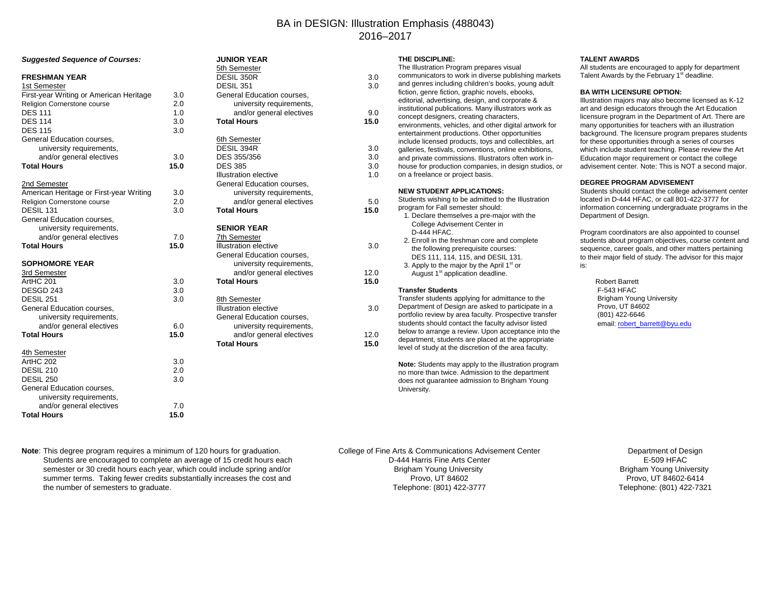# BA in DESIGN: Illustration Emphasis (488043)
## 2016–2017

***Suggested Sequence of Courses:***

### FRESHMAN YEAR

| 1st Semester | |
|---|---|
| First-year Writing or American Heritage | 3.0 |
| Religion Cornerstone course | 2.0 |
| DES 111 | 1.0 |
| DES 114 | 3.0 |
| DES 115 | 3.0 |
| General Education courses, university requirements, and/or general electives | 3.0 |
| **Total Hours** | **15.0** |

| 2nd Semester | |
|---|---|
| American Heritage or First-year Writing | 3.0 |
| Religion Cornerstone course | 2.0 |
| DESIL 131 | 3.0 |
| General Education courses, university requirements, and/or general electives | 7.0 |
| **Total Hours** | **15.0** |

### SOPHOMORE YEAR

| 3rd Semester | |
|---|---|
| ArtHC 201 | 3.0 |
| DESGD 243 | 3.0 |
| DESIL 251 | 3.0 |
| General Education courses, university requirements, and/or general electives | 6.0 |
| **Total Hours** | **15.0** |

| 4th Semester | |
|---|---|
| ArtHC 202 | 3.0 |
| DESIL 210 | 2.0 |
| DESIL 250 | 3.0 |
| General Education courses, university requirements, and/or general electives | 7.0 |
| **Total Hours** | **15.0** |

### JUNIOR YEAR

| 5th Semester | |
|---|---|
| DESIL 350R | 3.0 |
| DESIL 351 | 3.0 |
| General Education courses, university requirements, and/or general electives | 9.0 |
| **Total Hours** | **15.0** |

| 6th Semester | |
|---|---|
| DESIL 394R | 3.0 |
| DES 355/356 | 3.0 |
| DES 385 | 3.0 |
| Illustration elective | 1.0 |
| General Education courses, university requirements, and/or general electives | 5.0 |
| **Total Hours** | **15.0** |

### SENIOR YEAR

| 7th Semester | |
|---|---|
| Illustration elective | 3.0 |
| General Education courses, university requirements, and/or general electives | 12.0 |
| **Total Hours** | **15.0** |

| 8th Semester | |
|---|---|
| Illustration elective | 3.0 |
| General Education courses, university requirements, and/or general electives | 12.0 |
| **Total Hours** | **15.0** |

#### THE DISCIPLINE:

The Illustration Program prepares visual communicators to work in diverse publishing markets and genres including children's books, young adult fiction, genre fiction, graphic novels, ebooks, editorial, advertising, design, and corporate & institutional publications. Many illustrators work as concept designers, creating characters, environments, vehicles, and other digital artwork for entertainment productions. Other opportunities include licensed products, toys and collectibles, art galleries, festivals, conventions, online exhibitions, and private commissions. Illustrators often work in-house for production companies, in design studios, or on a freelance or project basis.

#### NEW STUDENT APPLICATIONS:

Students wishing to be admitted to the Illustration program for Fall semester should:

1. Declare themselves a pre-major with the College Advisement Center in D-444 HFAC.
2. Enroll in the freshman core and complete the following prerequisite courses: DES 111, 114, 115, and DESIL 131.
3. Apply to the major by the April 1st or August 1st application deadline.

#### Transfer Students

Transfer students applying for admittance to the Department of Design are asked to participate in a portfolio review by area faculty. Prospective transfer students should contact the faculty advisor listed below to arrange a review. Upon acceptance into the department, students are placed at the appropriate level of study at the discretion of the area faculty.

**Note:** Students may apply to the illustration program no more than twice. Admission to the department does not guarantee admission to Brigham Young University.

#### TALENT AWARDS

All students are encouraged to apply for department Talent Awards by the February 1st deadline.

#### BA WITH LICENSURE OPTION:

Illustration majors may also become licensed as K-12 art and design educators through the Art Education licensure program in the Department of Art. There are many opportunities for teachers with an illustration background. The licensure program prepares students for these opportunities through a series of courses which include student teaching. Please review the Art Education major requirement or contact the college advisement center. Note: This is NOT a second major.

#### DEGREE PROGRAM ADVISEMENT

Students should contact the college advisement center located in D-444 HFAC, or call 801-422-3777 for information concerning undergraduate programs in the Department of Design.

Program coordinators are also appointed to counsel students about program objectives, course content and sequence, career goals, and other matters pertaining to their major field of study. The advisor for this major is:

Robert Barrett
F-543 HFAC
Brigham Young University
Provo, UT 84602
(801) 422-6646
email: robert_barrett@byu.edu

**Note**: This degree program requires a minimum of 120 hours for graduation. Students are encouraged to complete an average of 15 credit hours each semester or 30 credit hours each year, which could include spring and/or summer terms. Taking fewer credits substantially increases the cost and the number of semesters to graduate.

College of Fine Arts & Communications Advisement Center
D-444 Harris Fine Arts Center
Brigham Young University
Provo, UT 84602
Telephone: (801) 422-3777

Department of Design
E-509 HFAC
Brigham Young University
Provo, UT 84602-6414
Telephone: (801) 422-7321